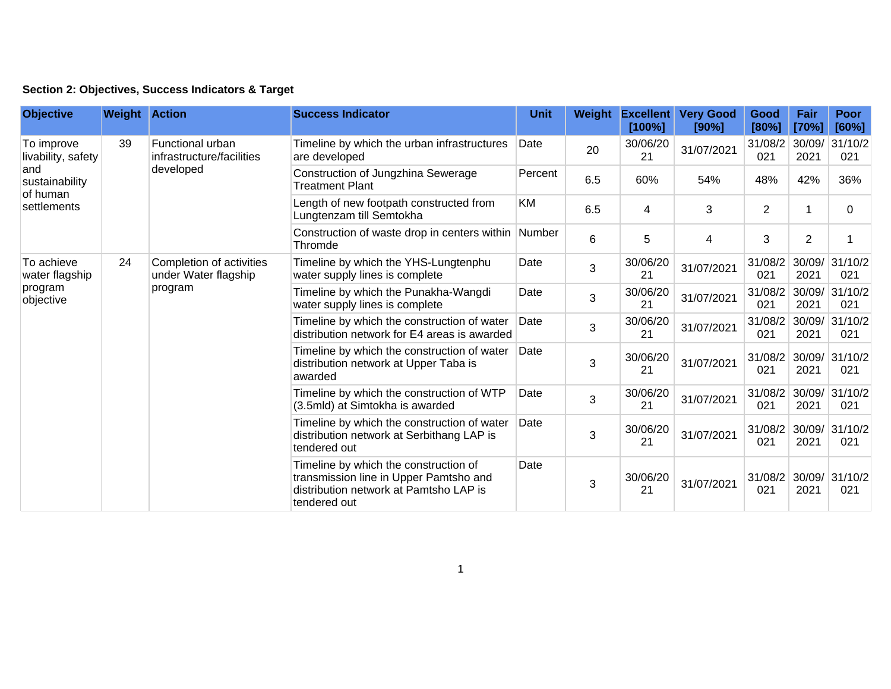**Section 2: Objectives, Success Indicators & Target**

| Objective | Weight | Action | Success Indicator | Unit | Weight | Excellent [100%] | Very Good [90%] | Good [80%] | Fair [70%] | Poor [60%] |
|---|---|---|---|---|---|---|---|---|---|---|
| To improve livability, safety and sustainability of human settlements | 39 | Functional urban infrastructure/facilities developed | Timeline by which the urban infrastructures are developed | Date | 20 | 30/06/2021 | 31/07/2021 | 31/08/2021 | 30/09/2021 | 31/10/2021 |
| | | | Construction of Jungzhina Sewerage Treatment Plant | Percent | 6.5 | 60% | 54% | 48% | 42% | 36% |
| | | | Length of new footpath constructed from Lungtenzam till Semtokha | KM | 6.5 | 4 | 3 | 2 | 1 | 0 |
| | | | Construction of waste drop in centers within Thromde | Number | 6 | 5 | 4 | 3 | 2 | 1 |
| To achieve water flagship program objective | 24 | Completion of activities under Water flagship program | Timeline by which the YHS-Lungtenphu water supply lines is complete | Date | 3 | 30/06/2021 | 31/07/2021 | 31/08/2021 | 30/09/2021 | 31/10/2021 |
| | | | Timeline by which the Punakha-Wangdi water supply lines is complete | Date | 3 | 30/06/2021 | 31/07/2021 | 31/08/2021 | 30/09/2021 | 31/10/2021 |
| | | | Timeline by which the construction of water distribution network for E4 areas is awarded | Date | 3 | 30/06/2021 | 31/07/2021 | 31/08/2021 | 30/09/2021 | 31/10/2021 |
| | | | Timeline by which the construction of water distribution network at Upper Taba is awarded | Date | 3 | 30/06/2021 | 31/07/2021 | 31/08/2021 | 30/09/2021 | 31/10/2021 |
| | | | Timeline by which the construction of WTP (3.5mld) at Simtokha is awarded | Date | 3 | 30/06/2021 | 31/07/2021 | 31/08/2021 | 30/09/2021 | 31/10/2021 |
| | | | Timeline by which the construction of water distribution network at Serbithang LAP is tendered out | Date | 3 | 30/06/2021 | 31/07/2021 | 31/08/2021 | 30/09/2021 | 31/10/2021 |
| | | | Timeline by which the construction of transmission line in Upper Pamtsho and distribution network at Pamtsho LAP is tendered out | Date | 3 | 30/06/2021 | 31/07/2021 | 31/08/2021 | 30/09/2021 | 31/10/2021 |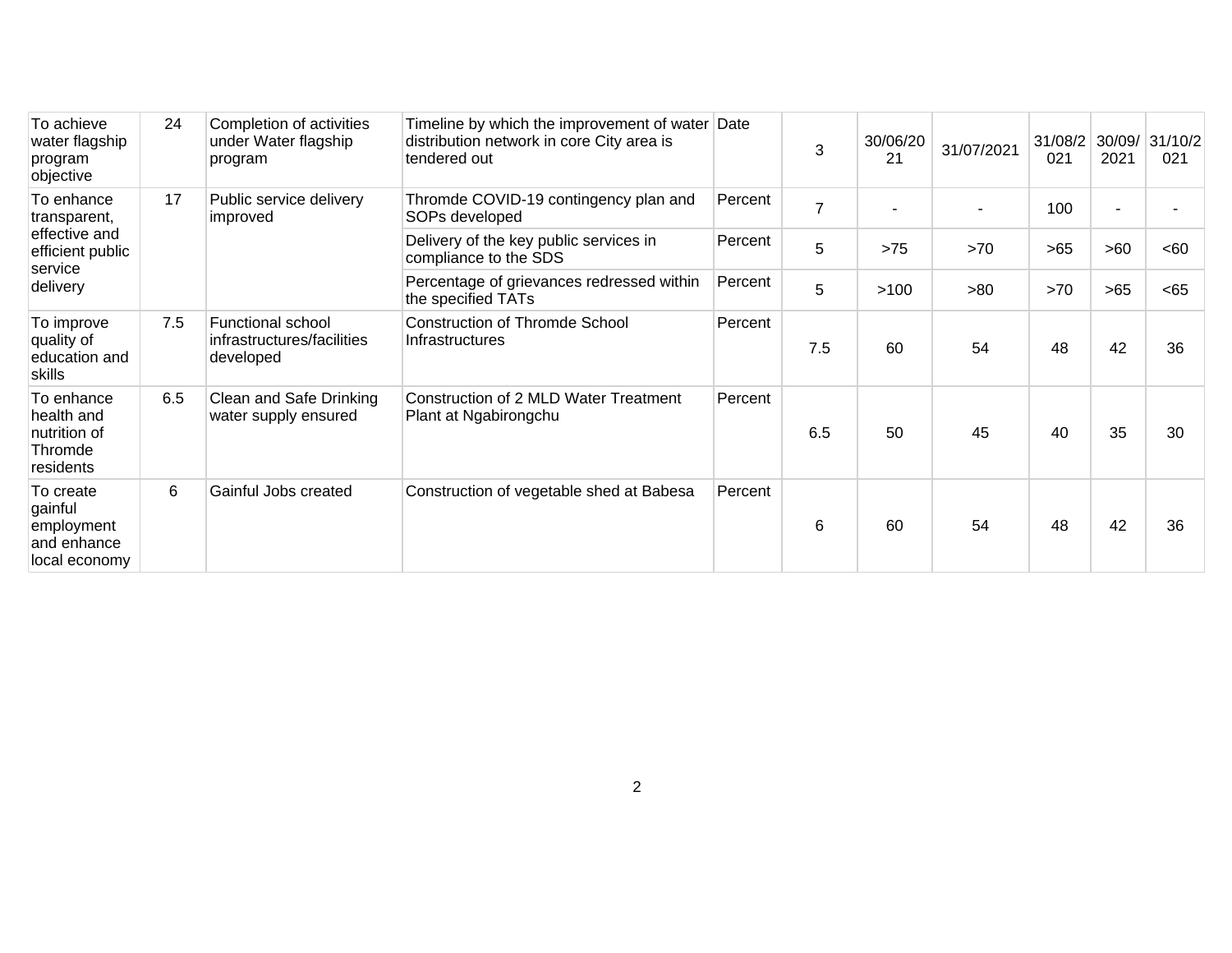| | | | | | | | | | | |
|---|---|---|---|---|---|---|---|---|---|---|
| To achieve water flagship program objective | 24 | Completion of activities under Water flagship program | Timeline by which the improvement of water distribution network in core City area is tendered out | Date | 3 | 30/06/2021 | 31/07/2021 | 31/08/2021 | 30/09/2021 | 31/10/2021 |
| To enhance transparent, effective and efficient public service delivery | 17 | Public service delivery improved | Thromde COVID-19 contingency plan and SOPs developed | Percent | 7 | - | - | 100 | - | - |
| | | | Delivery of the key public services in compliance to the SDS | Percent | 5 | >75 | >70 | >65 | >60 | <60 |
| | | | Percentage of grievances redressed within the specified TATs | Percent | 5 | >100 | >80 | >70 | >65 | <65 |
| To improve quality of education and skills | 7.5 | Functional school infrastructures/facilities developed | Construction of Thromde School Infrastructures | Percent | 7.5 | 60 | 54 | 48 | 42 | 36 |
| To enhance health and nutrition of Thromde residents | 6.5 | Clean and Safe Drinking water supply ensured | Construction of 2 MLD Water Treatment Plant at Ngabirongchu | Percent | 6.5 | 50 | 45 | 40 | 35 | 30 |
| To create gainful employment and enhance local economy | 6 | Gainful Jobs created | Construction of vegetable shed at Babesa | Percent | 6 | 60 | 54 | 48 | 42 | 36 |